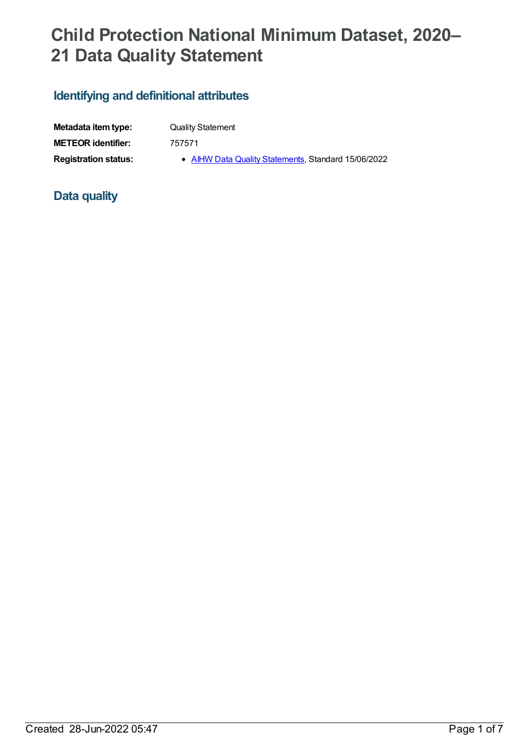# Child Protection National Minimum Dataset, 2020–21 Data Quality Statement

## Identifying and definitional attributes

| | |
|---|---|
| **Metadata item type:** | Quality Statement |
| **METEOR identifier:** | 757571 |
| **Registration status:** | • [AIHW Data Quality Statements](), Standard 15/06/2022 |

## Data quality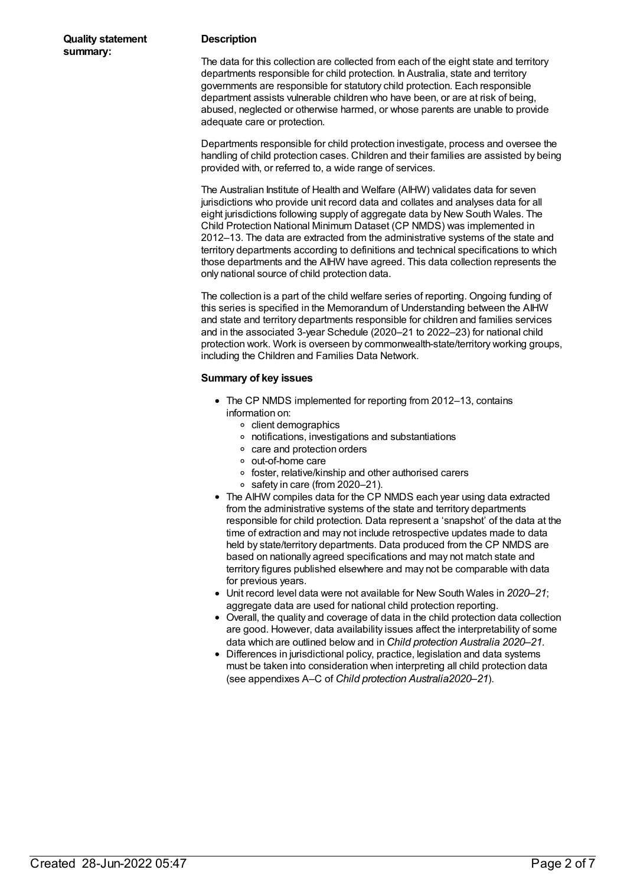**Quality statement summary:**

**Description**

The data for this collection are collected from each of the eight state and territory departments responsible for child protection. In Australia, state and territory governments are responsible for statutory child protection. Each responsible department assists vulnerable children who have been, or are at risk of being, abused, neglected or otherwise harmed, or whose parents are unable to provide adequate care or protection.

Departments responsible for child protection investigate, process and oversee the handling of child protection cases. Children and their families are assisted by being provided with, or referred to, a wide range of services.

The Australian Institute of Health and Welfare (AIHW) validates data for seven jurisdictions who provide unit record data and collates and analyses data for all eight jurisdictions following supply of aggregate data by New South Wales. The Child Protection National Minimum Dataset (CP NMDS) was implemented in 2012–13. The data are extracted from the administrative systems of the state and territory departments according to definitions and technical specifications to which those departments and the AIHW have agreed. This data collection represents the only national source of child protection data.

The collection is a part of the child welfare series of reporting. Ongoing funding of this series is specified in the Memorandum of Understanding between the AIHW and state and territory departments responsible for children and families services and in the associated 3-year Schedule (2020–21 to 2022–23) for national child protection work. Work is overseen by commonwealth-state/territory working groups, including the Children and Families Data Network.

**Summary of key issues**

- The CP NMDS implemented for reporting from 2012–13, contains information on:
  - client demographics
  - notifications, investigations and substantiations
  - care and protection orders
  - out-of-home care
  - foster, relative/kinship and other authorised carers
  - safety in care (from 2020–21).
- The AIHW compiles data for the CP NMDS each year using data extracted from the administrative systems of the state and territory departments responsible for child protection. Data represent a 'snapshot' of the data at the time of extraction and may not include retrospective updates made to data held by state/territory departments. Data produced from the CP NMDS are based on nationally agreed specifications and may not match state and territory figures published elsewhere and may not be comparable with data for previous years.
- Unit record level data were not available for New South Wales in *2020–21*; aggregate data are used for national child protection reporting.
- Overall, the quality and coverage of data in the child protection data collection are good. However, data availability issues affect the interpretability of some data which are outlined below and in *Child protection Australia 2020–21*.
- Differences in jurisdictional policy, practice, legislation and data systems must be taken into consideration when interpreting all child protection data (see appendixes A–C of *Child protection Australia2020–21*).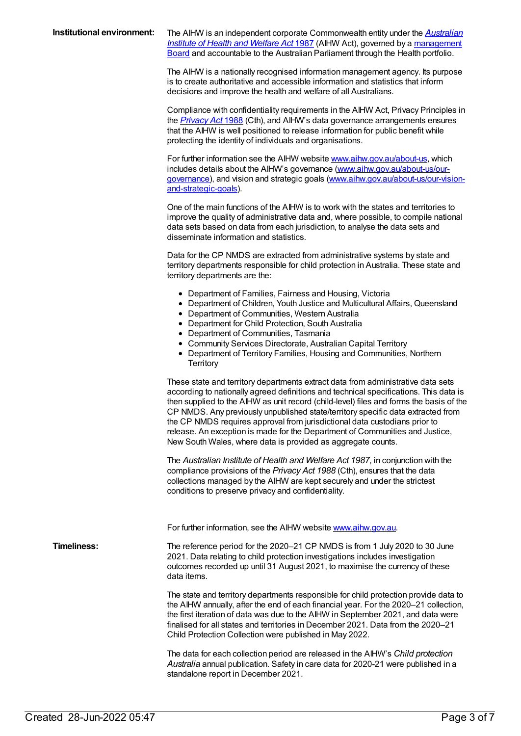**Institutional environment:**

The AIHW is an independent corporate Commonwealth entity under the [*Australian Institute of Health and Welfare Act* 1987](#) (AIHW Act), governed by a [management Board](#) and accountable to the Australian Parliament through the Health portfolio.

The AIHW is a nationally recognised information management agency. Its purpose is to create authoritative and accessible information and statistics that inform decisions and improve the health and welfare of all Australians.

Compliance with confidentiality requirements in the AIHW Act, Privacy Principles in the [*Privacy Act* 1988](#) (Cth), and AIHW's data governance arrangements ensures that the AIHW is well positioned to release information for public benefit while protecting the identity of individuals and organisations.

For further information see the AIHW website [www.aihw.gov.au/about-us](#), which includes details about the AIHW's governance ([www.aihw.gov.au/about-us/our-governance](#)), and vision and strategic goals ([www.aihw.gov.au/about-us/our-vision-and-strategic-goals](#)).

One of the main functions of the AIHW is to work with the states and territories to improve the quality of administrative data and, where possible, to compile national data sets based on data from each jurisdiction, to analyse the data sets and disseminate information and statistics.

Data for the CP NMDS are extracted from administrative systems by state and territory departments responsible for child protection in Australia. These state and territory departments are the:

- Department of Families, Fairness and Housing, Victoria
- Department of Children, Youth Justice and Multicultural Affairs, Queensland
- Department of Communities, Western Australia
- Department for Child Protection, South Australia
- Department of Communities, Tasmania
- Community Services Directorate, Australian Capital Territory
- Department of Territory Families, Housing and Communities, Northern Territory

These state and territory departments extract data from administrative data sets according to nationally agreed definitions and technical specifications. This data is then supplied to the AIHW as unit record (child-level) files and forms the basis of the CP NMDS. Any previously unpublished state/territory specific data extracted from the CP NMDS requires approval from jurisdictional data custodians prior to release. An exception is made for the Department of Communities and Justice, New South Wales, where data is provided as aggregate counts.

The *Australian Institute of Health and Welfare Act 1987*, in conjunction with the compliance provisions of the *Privacy Act 1988* (Cth), ensures that the data collections managed by the AIHW are kept securely and under the strictest conditions to preserve privacy and confidentiality.

For further information, see the AIHW website [www.aihw.gov.au](#).

**Timeliness:**

The reference period for the 2020–21 CP NMDS is from 1 July 2020 to 30 June 2021. Data relating to child protection investigations includes investigation outcomes recorded up until 31 August 2021, to maximise the currency of these data items.

The state and territory departments responsible for child protection provide data to the AIHW annually, after the end of each financial year. For the 2020–21 collection, the first iteration of data was due to the AIHW in September 2021, and data were finalised for all states and territories in December 2021. Data from the 2020–21 Child Protection Collection were published in May 2022.

The data for each collection period are released in the AIHW's *Child protection Australia* annual publication. Safety in care data for 2020-21 were published in a standalone report in December 2021.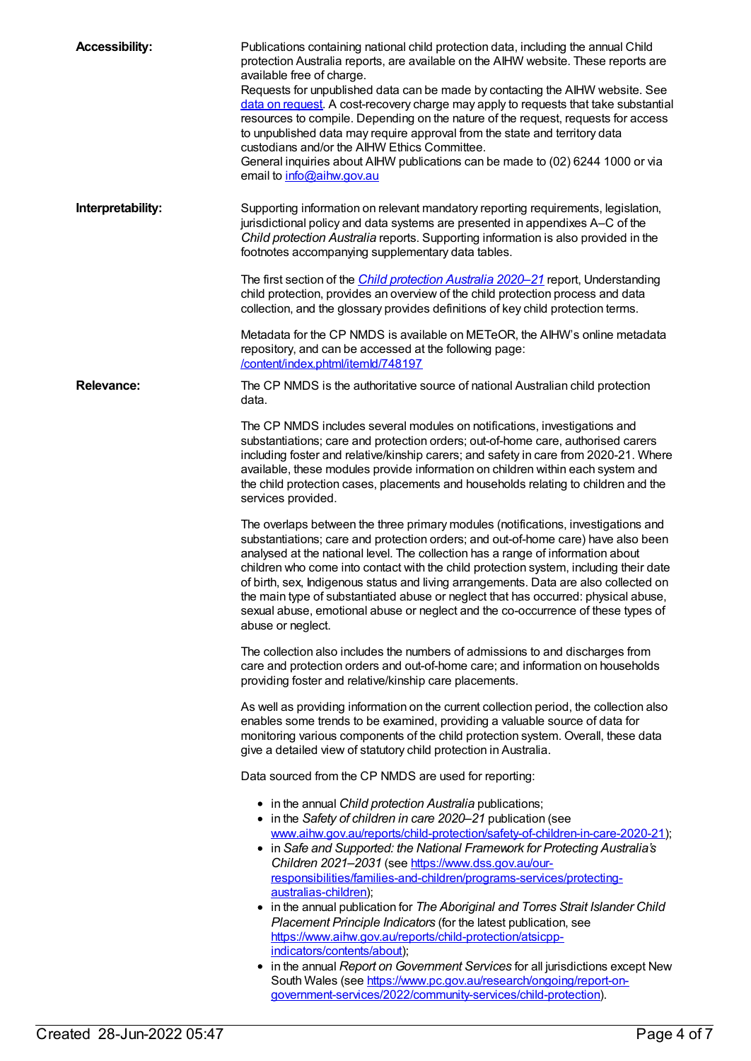**Accessibility:**

Publications containing national child protection data, including the annual Child protection Australia reports, are available on the AIHW website. These reports are available free of charge.

Requests for unpublished data can be made by contacting the AIHW website. See [data on request](). A cost-recovery charge may apply to requests that take substantial resources to compile. Depending on the nature of the request, requests for access to unpublished data may require approval from the state and territory data custodians and/or the AIHW Ethics Committee.

General inquiries about AIHW publications can be made to (02) 6244 1000 or via email to [info@aihw.gov.au](mailto:info@aihw.gov.au)

**Interpretability:**

Supporting information on relevant mandatory reporting requirements, legislation, jurisdictional policy and data systems are presented in appendixes A–C of the *Child protection Australia* reports. Supporting information is also provided in the footnotes accompanying supplementary data tables.

The first section of the [*Child protection Australia 2020–21*]() report, Understanding child protection, provides an overview of the child protection process and data collection, and the glossary provides definitions of key child protection terms.

Metadata for the CP NMDS is available on METeOR, the AIHW's online metadata repository, and can be accessed at the following page: [/content/index.phtml/itemId/748197](/content/index.phtml/itemId/748197)

**Relevance:**

The CP NMDS is the authoritative source of national Australian child protection data.

The CP NMDS includes several modules on notifications, investigations and substantiations; care and protection orders; out-of-home care, authorised carers including foster and relative/kinship carers; and safety in care from 2020-21. Where available, these modules provide information on children within each system and the child protection cases, placements and households relating to children and the services provided.

The overlaps between the three primary modules (notifications, investigations and substantiations; care and protection orders; and out-of-home care) have also been analysed at the national level. The collection has a range of information about children who come into contact with the child protection system, including their date of birth, sex, Indigenous status and living arrangements. Data are also collected on the main type of substantiated abuse or neglect that has occurred: physical abuse, sexual abuse, emotional abuse or neglect and the co-occurrence of these types of abuse or neglect.

The collection also includes the numbers of admissions to and discharges from care and protection orders and out-of-home care; and information on households providing foster and relative/kinship care placements.

As well as providing information on the current collection period, the collection also enables some trends to be examined, providing a valuable source of data for monitoring various components of the child protection system. Overall, these data give a detailed view of statutory child protection in Australia.

Data sourced from the CP NMDS are used for reporting:

- in the annual *Child protection Australia* publications;
- in the *Safety of children in care 2020–21* publication (see [www.aihw.gov.au/reports/child-protection/safety-of-children-in-care-2020-21](www.aihw.gov.au/reports/child-protection/safety-of-children-in-care-2020-21));
- in *Safe and Supported: the National Framework for Protecting Australia's Children 2021–2031* (see [https://www.dss.gov.au/our-responsibilities/families-and-children/programs-services/protecting-australias-children](https://www.dss.gov.au/our-responsibilities/families-and-children/programs-services/protecting-australias-children));
- in the annual publication for *The Aboriginal and Torres Strait Islander Child Placement Principle Indicators* (for the latest publication, see [https://www.aihw.gov.au/reports/child-protection/atsicpp-indicators/contents/about](https://www.aihw.gov.au/reports/child-protection/atsicpp-indicators/contents/about));
- in the annual *Report on Government Services* for all jurisdictions except New South Wales (see [https://www.pc.gov.au/research/ongoing/report-on-government-services/2022/community-services/child-protection](https://www.pc.gov.au/research/ongoing/report-on-government-services/2022/community-services/child-protection)).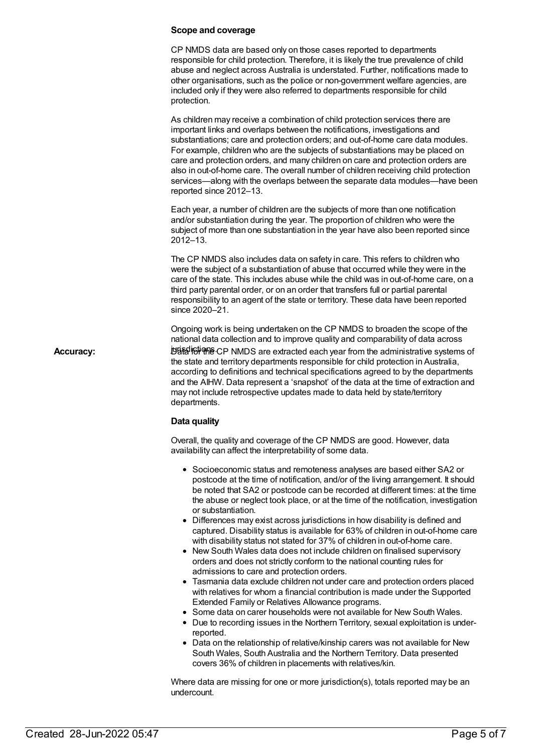**Scope and coverage**

CP NMDS data are based only on those cases reported to departments responsible for child protection. Therefore, it is likely the true prevalence of child abuse and neglect across Australia is understated. Further, notifications made to other organisations, such as the police or non-government welfare agencies, are included only if they were also referred to departments responsible for child protection.

As children may receive a combination of child protection services there are important links and overlaps between the notifications, investigations and substantiations; care and protection orders; and out-of-home care data modules. For example, children who are the subjects of substantiations may be placed on care and protection orders, and many children on care and protection orders are also in out-of-home care. The overall number of children receiving child protection services—along with the overlaps between the separate data modules—have been reported since 2012–13.

Each year, a number of children are the subjects of more than one notification and/or substantiation during the year. The proportion of children who were the subject of more than one substantiation in the year have also been reported since 2012–13.

The CP NMDS also includes data on safety in care. This refers to children who were the subject of a substantiation of abuse that occurred while they were in the care of the state. This includes abuse while the child was in out-of-home care, on a third party parental order, or on an order that transfers full or partial parental responsibility to an agent of the state or territory. These data have been reported since 2020–21.

Ongoing work is being undertaken on the CP NMDS to broaden the scope of the national data collection and to improve quality and comparability of data across jurisdictions.

**Accuracy:**

Data for the CP NMDS are extracted each year from the administrative systems of the state and territory departments responsible for child protection in Australia, according to definitions and technical specifications agreed to by the departments and the AIHW. Data represent a 'snapshot' of the data at the time of extraction and may not include retrospective updates made to data held by state/territory departments.

**Data quality**

Overall, the quality and coverage of the CP NMDS are good. However, data availability can affect the interpretability of some data.

- Socioeconomic status and remoteness analyses are based either SA2 or postcode at the time of notification, and/or of the living arrangement. It should be noted that SA2 or postcode can be recorded at different times: at the time the abuse or neglect took place, or at the time of the notification, investigation or substantiation.
- Differences may exist across jurisdictions in how disability is defined and captured. Disability status is available for 63% of children in out-of-home care with disability status not stated for 37% of children in out-of-home care.
- New South Wales data does not include children on finalised supervisory orders and does not strictly conform to the national counting rules for admissions to care and protection orders.
- Tasmania data exclude children not under care and protection orders placed with relatives for whom a financial contribution is made under the Supported Extended Family or Relatives Allowance programs.
- Some data on carer households were not available for New South Wales.
- Due to recording issues in the Northern Territory, sexual exploitation is under-reported.
- Data on the relationship of relative/kinship carers was not available for New South Wales, South Australia and the Northern Territory. Data presented covers 36% of children in placements with relatives/kin.

Where data are missing for one or more jurisdiction(s), totals reported may be an undercount.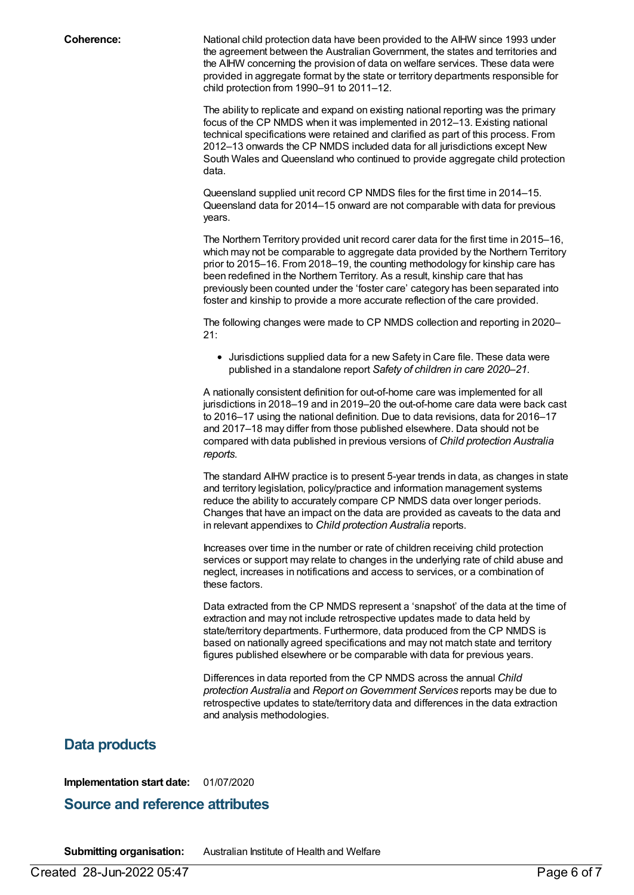**Coherence:**

National child protection data have been provided to the AIHW since 1993 under the agreement between the Australian Government, the states and territories and the AIHW concerning the provision of data on welfare services. These data were provided in aggregate format by the state or territory departments responsible for child protection from 1990–91 to 2011–12.

The ability to replicate and expand on existing national reporting was the primary focus of the CP NMDS when it was implemented in 2012–13. Existing national technical specifications were retained and clarified as part of this process. From 2012–13 onwards the CP NMDS included data for all jurisdictions except New South Wales and Queensland who continued to provide aggregate child protection data.

Queensland supplied unit record CP NMDS files for the first time in 2014–15. Queensland data for 2014–15 onward are not comparable with data for previous years.

The Northern Territory provided unit record carer data for the first time in 2015–16, which may not be comparable to aggregate data provided by the Northern Territory prior to 2015–16. From 2018–19, the counting methodology for kinship care has been redefined in the Northern Territory. As a result, kinship care that has previously been counted under the 'foster care' category has been separated into foster and kinship to provide a more accurate reflection of the care provided.

The following changes were made to CP NMDS collection and reporting in 2020–21:

- Jurisdictions supplied data for a new Safety in Care file. These data were published in a standalone report *Safety of children in care 2020–21*.

A nationally consistent definition for out-of-home care was implemented for all jurisdictions in 2018–19 and in 2019–20 the out-of-home care data were back cast to 2016–17 using the national definition. Due to data revisions, data for 2016–17 and 2017–18 may differ from those published elsewhere. Data should not be compared with data published in previous versions of *Child protection Australia reports*.

The standard AIHW practice is to present 5-year trends in data, as changes in state and territory legislation, policy/practice and information management systems reduce the ability to accurately compare CP NMDS data over longer periods. Changes that have an impact on the data are provided as caveats to the data and in relevant appendixes to *Child protection Australia* reports.

Increases over time in the number or rate of children receiving child protection services or support may relate to changes in the underlying rate of child abuse and neglect, increases in notifications and access to services, or a combination of these factors.

Data extracted from the CP NMDS represent a 'snapshot' of the data at the time of extraction and may not include retrospective updates made to data held by state/territory departments. Furthermore, data produced from the CP NMDS is based on nationally agreed specifications and may not match state and territory figures published elsewhere or be comparable with data for previous years.

Differences in data reported from the CP NMDS across the annual *Child protection Australia* and *Report on Government Services* reports may be due to retrospective updates to state/territory data and differences in the data extraction and analysis methodologies.

## Data products

**Implementation start date:** 01/07/2020

## Source and reference attributes

**Submitting organisation:** Australian Institute of Health and Welfare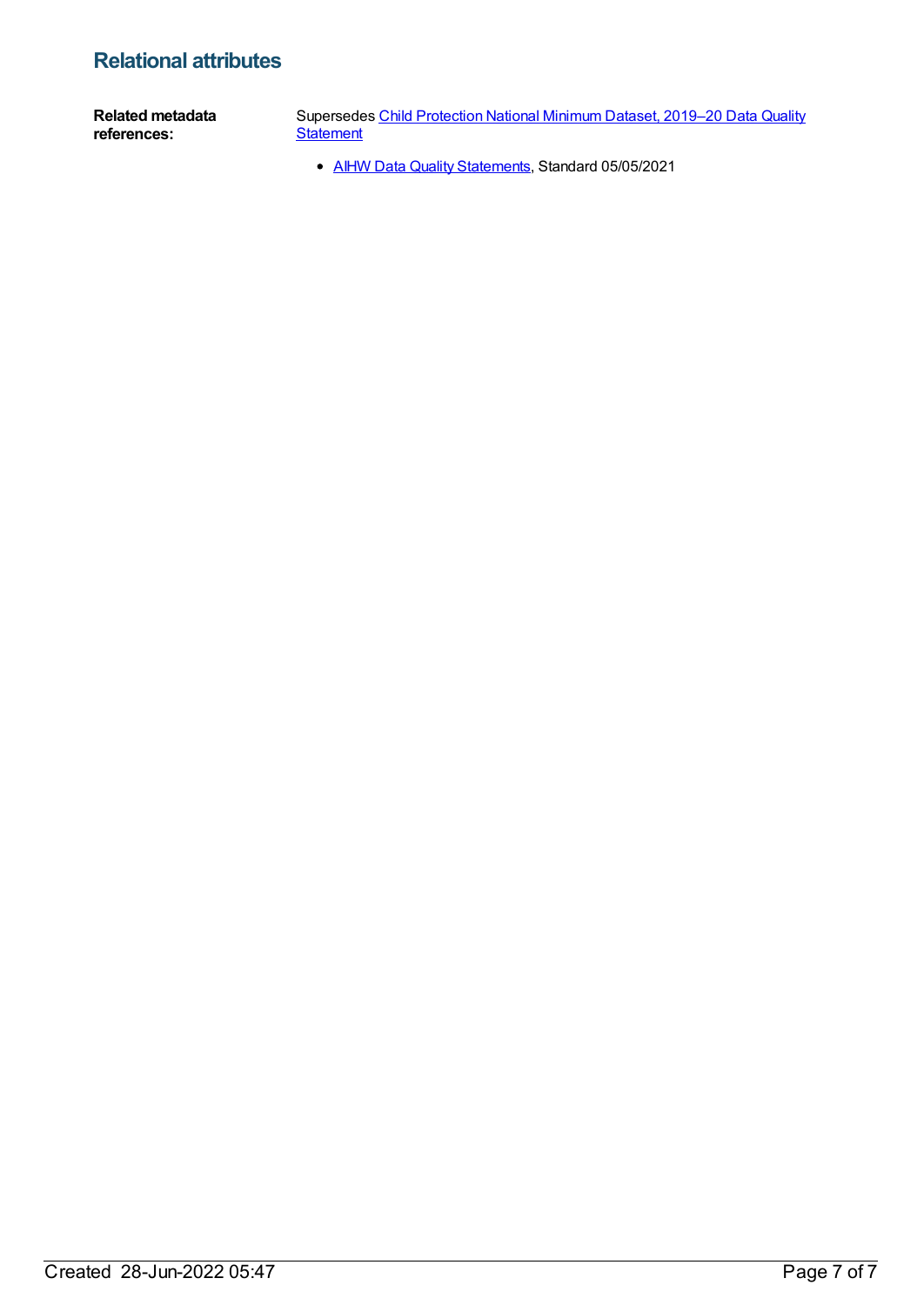## Relational attributes

**Related metadata references:**

Supersedes Child Protection National Minimum Dataset, 2019–20 Data Quality Statement

- AIHW Data Quality Statements, Standard 05/05/2021